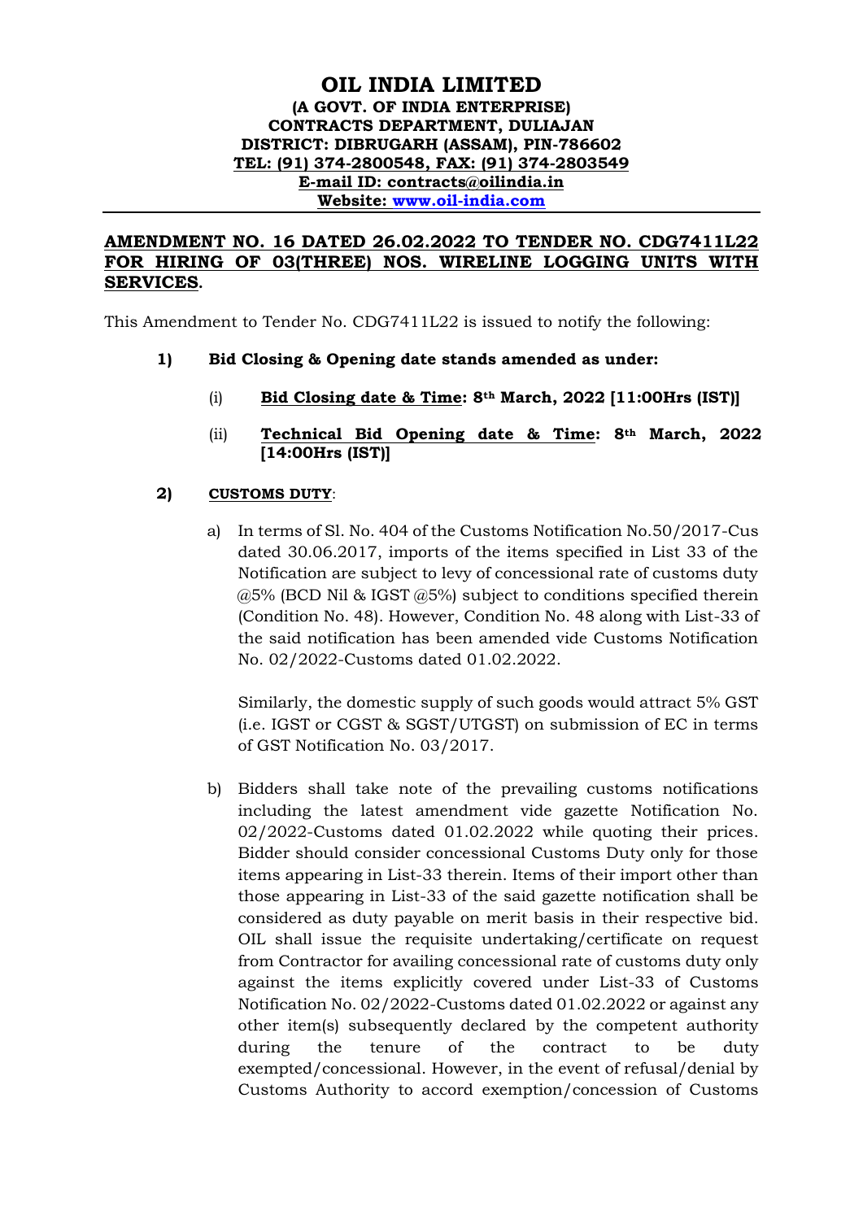# OIL INDIA LIMITED

**(A GOVT. OF INDIA ENTERPRISE)**
**CONTRACTS DEPARTMENT, DULIAJAN**
**DISTRICT: DIBRUGARH (ASSAM), PIN-786602**
**TEL: (91) 374-2800548, FAX: (91) 374-2803549**
**E-mail ID: contracts@oilindia.in**
**Website: www.oil-india.com**

---

## AMENDMENT NO. 16 DATED 26.02.2022 TO TENDER NO. CDG7411L22 FOR HIRING OF 03(THREE) NOS. WIRELINE LOGGING UNITS WITH SERVICES.

This Amendment to Tender No. CDG7411L22 is issued to notify the following:

**1) Bid Closing & Opening date stands amended as under:**

(i) **Bid Closing date & Time: 8th March, 2022 [11:00Hrs (IST)]**

(ii) **Technical Bid Opening date & Time: 8th March, 2022 [14:00Hrs (IST)]**

**2) CUSTOMS DUTY:**

a) In terms of Sl. No. 404 of the Customs Notification No.50/2017-Cus dated 30.06.2017, imports of the items specified in List 33 of the Notification are subject to levy of concessional rate of customs duty @5% (BCD Nil & IGST @5%) subject to conditions specified therein (Condition No. 48). However, Condition No. 48 along with List-33 of the said notification has been amended vide Customs Notification No. 02/2022-Customs dated 01.02.2022.

Similarly, the domestic supply of such goods would attract 5% GST (i.e. IGST or CGST & SGST/UTGST) on submission of EC in terms of GST Notification No. 03/2017.

b) Bidders shall take note of the prevailing customs notifications including the latest amendment vide gazette Notification No. 02/2022-Customs dated 01.02.2022 while quoting their prices. Bidder should consider concessional Customs Duty only for those items appearing in List-33 therein. Items of their import other than those appearing in List-33 of the said gazette notification shall be considered as duty payable on merit basis in their respective bid. OIL shall issue the requisite undertaking/certificate on request from Contractor for availing concessional rate of customs duty only against the items explicitly covered under List-33 of Customs Notification No. 02/2022-Customs dated 01.02.2022 or against any other item(s) subsequently declared by the competent authority during the tenure of the contract to be duty exempted/concessional. However, in the event of refusal/denial by Customs Authority to accord exemption/concession of Customs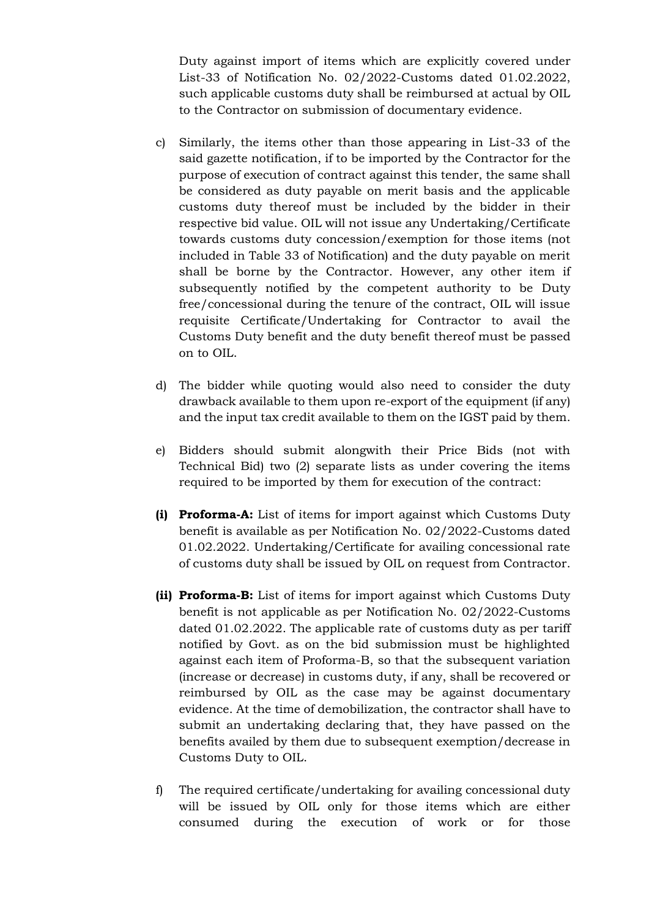Duty against import of items which are explicitly covered under List-33 of Notification No. 02/2022-Customs dated 01.02.2022, such applicable customs duty shall be reimbursed at actual by OIL to the Contractor on submission of documentary evidence.

c) Similarly, the items other than those appearing in List-33 of the said gazette notification, if to be imported by the Contractor for the purpose of execution of contract against this tender, the same shall be considered as duty payable on merit basis and the applicable customs duty thereof must be included by the bidder in their respective bid value. OIL will not issue any Undertaking/Certificate towards customs duty concession/exemption for those items (not included in Table 33 of Notification) and the duty payable on merit shall be borne by the Contractor. However, any other item if subsequently notified by the competent authority to be Duty free/concessional during the tenure of the contract, OIL will issue requisite Certificate/Undertaking for Contractor to avail the Customs Duty benefit and the duty benefit thereof must be passed on to OIL.

d) The bidder while quoting would also need to consider the duty drawback available to them upon re-export of the equipment (if any) and the input tax credit available to them on the IGST paid by them.

e) Bidders should submit alongwith their Price Bids (not with Technical Bid) two (2) separate lists as under covering the items required to be imported by them for execution of the contract:

**(i) Proforma-A:** List of items for import against which Customs Duty benefit is available as per Notification No. 02/2022-Customs dated 01.02.2022. Undertaking/Certificate for availing concessional rate of customs duty shall be issued by OIL on request from Contractor.

**(ii) Proforma-B:** List of items for import against which Customs Duty benefit is not applicable as per Notification No. 02/2022-Customs dated 01.02.2022. The applicable rate of customs duty as per tariff notified by Govt. as on the bid submission must be highlighted against each item of Proforma-B, so that the subsequent variation (increase or decrease) in customs duty, if any, shall be recovered or reimbursed by OIL as the case may be against documentary evidence. At the time of demobilization, the contractor shall have to submit an undertaking declaring that, they have passed on the benefits availed by them due to subsequent exemption/decrease in Customs Duty to OIL.

f) The required certificate/undertaking for availing concessional duty will be issued by OIL only for those items which are either consumed during the execution of work or for those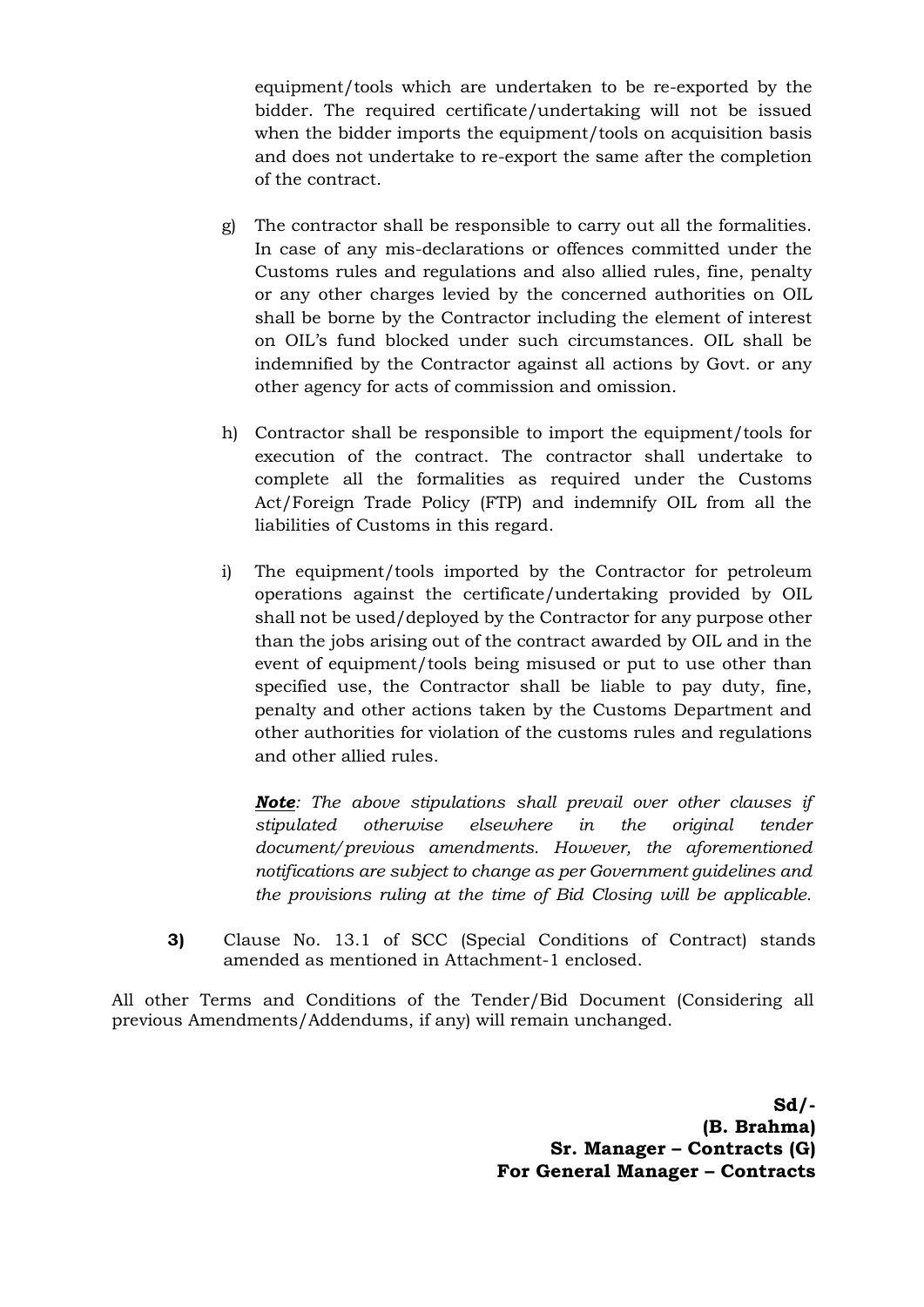equipment/tools which are undertaken to be re-exported by the bidder. The required certificate/undertaking will not be issued when the bidder imports the equipment/tools on acquisition basis and does not undertake to re-export the same after the completion of the contract.

g) The contractor shall be responsible to carry out all the formalities. In case of any mis-declarations or offences committed under the Customs rules and regulations and also allied rules, fine, penalty or any other charges levied by the concerned authorities on OIL shall be borne by the Contractor including the element of interest on OIL's fund blocked under such circumstances. OIL shall be indemnified by the Contractor against all actions by Govt. or any other agency for acts of commission and omission.

h) Contractor shall be responsible to import the equipment/tools for execution of the contract. The contractor shall undertake to complete all the formalities as required under the Customs Act/Foreign Trade Policy (FTP) and indemnify OIL from all the liabilities of Customs in this regard.

i) The equipment/tools imported by the Contractor for petroleum operations against the certificate/undertaking provided by OIL shall not be used/deployed by the Contractor for any purpose other than the jobs arising out of the contract awarded by OIL and in the event of equipment/tools being misused or put to use other than specified use, the Contractor shall be liable to pay duty, fine, penalty and other actions taken by the Customs Department and other authorities for violation of the customs rules and regulations and other allied rules.

*__Note__: The above stipulations shall prevail over other clauses if stipulated otherwise elsewhere in the original tender document/previous amendments. However, the aforementioned notifications are subject to change as per Government guidelines and the provisions ruling at the time of Bid Closing will be applicable.*

**3)** Clause No. 13.1 of SCC (Special Conditions of Contract) stands amended as mentioned in Attachment-1 enclosed.

All other Terms and Conditions of the Tender/Bid Document (Considering all previous Amendments/Addendums, if any) will remain unchanged.

**Sd/-**
**(B. Brahma)**
**Sr. Manager – Contracts (G)**
**For General Manager – Contracts**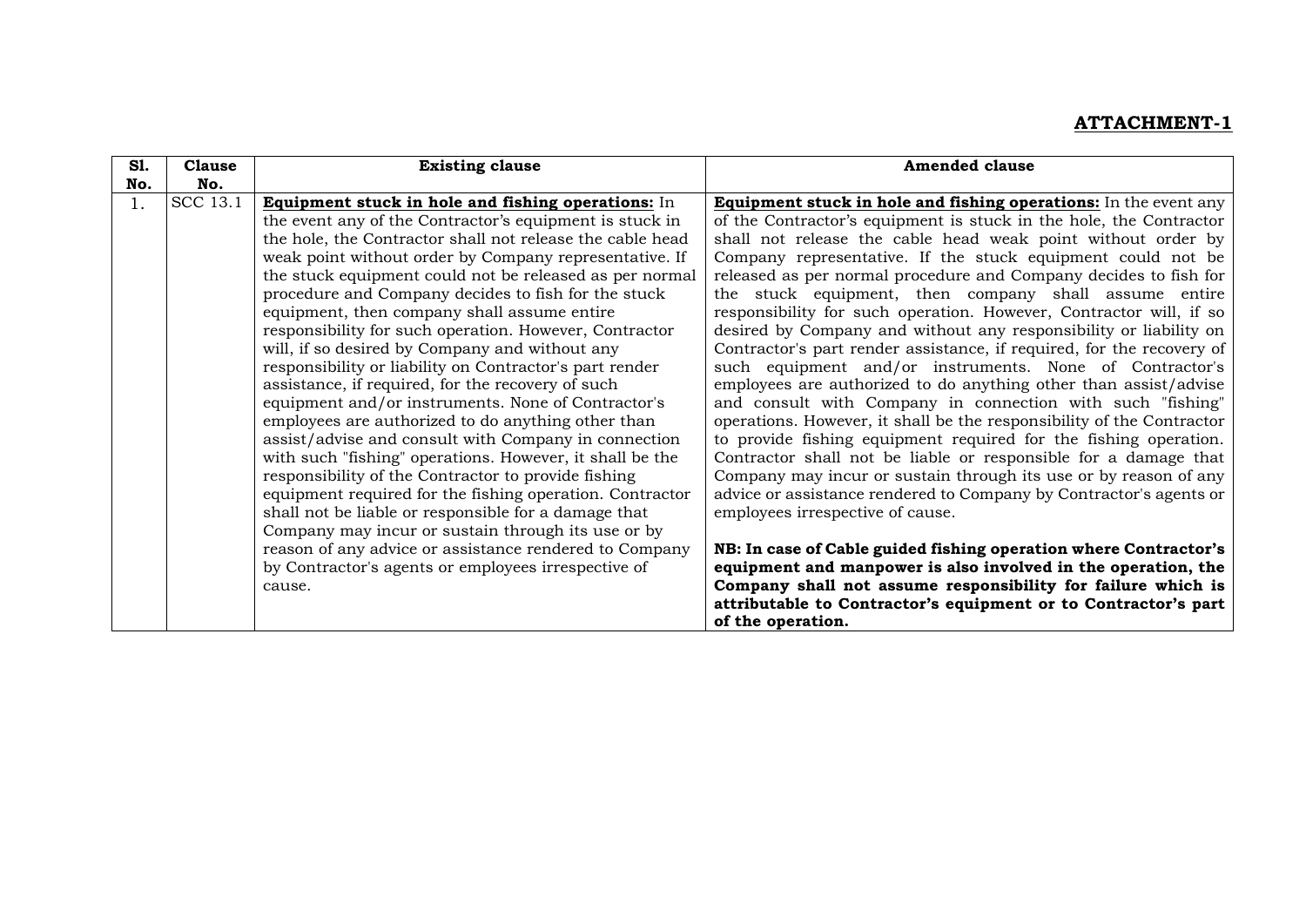**ATTACHMENT-1**

| Sl. No. | Clause No. | Existing clause | Amended clause |
|---|---|---|---|
| 1. | SCC 13.1 | **Equipment stuck in hole and fishing operations:** In the event any of the Contractor's equipment is stuck in the hole, the Contractor shall not release the cable head weak point without order by Company representative. If the stuck equipment could not be released as per normal procedure and Company decides to fish for the stuck equipment, then company shall assume entire responsibility for such operation. However, Contractor will, if so desired by Company and without any responsibility or liability on Contractor's part render assistance, if required, for the recovery of such equipment and/or instruments. None of Contractor's employees are authorized to do anything other than assist/advise and consult with Company in connection with such "fishing" operations. However, it shall be the responsibility of the Contractor to provide fishing equipment required for the fishing operation. Contractor shall not be liable or responsible for a damage that Company may incur or sustain through its use or by reason of any advice or assistance rendered to Company by Contractor's agents or employees irrespective of cause. | **Equipment stuck in hole and fishing operations:** In the event any of the Contractor's equipment is stuck in the hole, the Contractor shall not release the cable head weak point without order by Company representative. If the stuck equipment could not be released as per normal procedure and Company decides to fish for the stuck equipment, then company shall assume entire responsibility for such operation. However, Contractor will, if so desired by Company and without any responsibility or liability on Contractor's part render assistance, if required, for the recovery of such equipment and/or instruments. None of Contractor's employees are authorized to do anything other than assist/advise and consult with Company in connection with such "fishing" operations. However, it shall be the responsibility of the Contractor to provide fishing equipment required for the fishing operation. Contractor shall not be liable or responsible for a damage that Company may incur or sustain through its use or by reason of any advice or assistance rendered to Company by Contractor's agents or employees irrespective of cause.<br><br>**NB: In case of Cable guided fishing operation where Contractor's equipment and manpower is also involved in the operation, the Company shall not assume responsibility for failure which is attributable to Contractor's equipment or to Contractor's part of the operation.** |